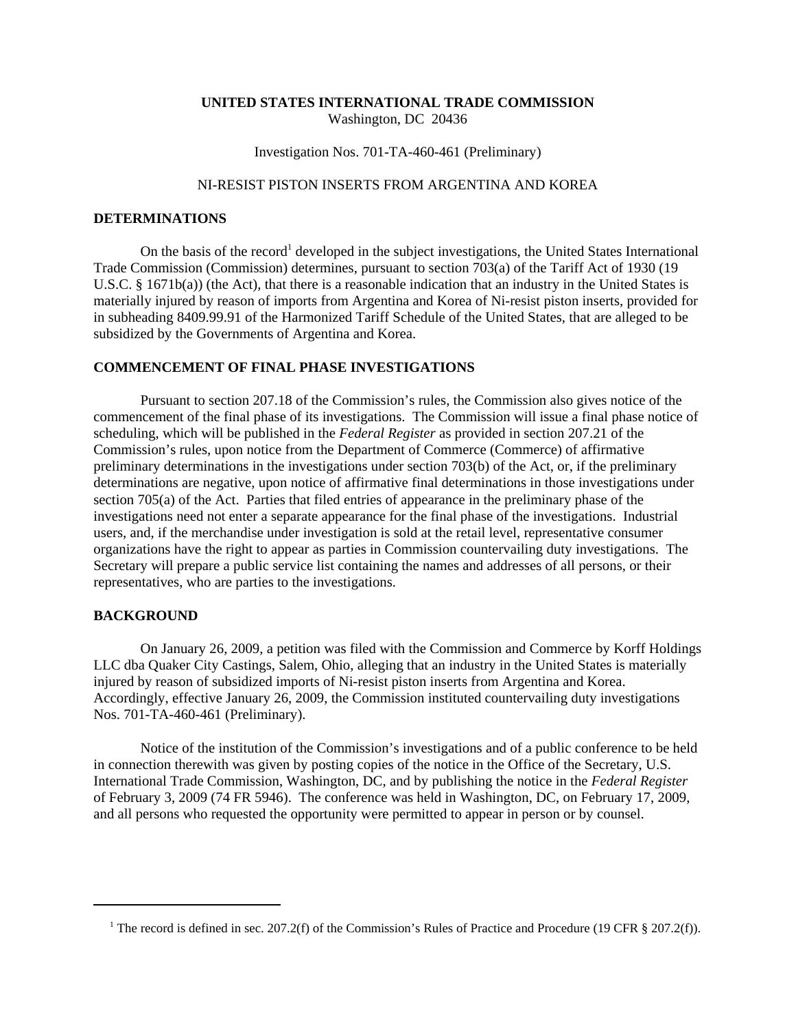**UNITED STATES INTERNATIONAL TRADE COMMISSION**
Washington, DC 20436

Investigation Nos. 701-TA-460-461 (Preliminary)

NI-RESIST PISTON INSERTS FROM ARGENTINA AND KOREA

## DETERMINATIONS

On the basis of the record[1] developed in the subject investigations, the United States International Trade Commission (Commission) determines, pursuant to section 703(a) of the Tariff Act of 1930 (19 U.S.C. § 1671b(a)) (the Act), that there is a reasonable indication that an industry in the United States is materially injured by reason of imports from Argentina and Korea of Ni-resist piston inserts, provided for in subheading 8409.99.91 of the Harmonized Tariff Schedule of the United States, that are alleged to be subsidized by the Governments of Argentina and Korea.

## COMMENCEMENT OF FINAL PHASE INVESTIGATIONS

Pursuant to section 207.18 of the Commission's rules, the Commission also gives notice of the commencement of the final phase of its investigations. The Commission will issue a final phase notice of scheduling, which will be published in the *Federal Register* as provided in section 207.21 of the Commission's rules, upon notice from the Department of Commerce (Commerce) of affirmative preliminary determinations in the investigations under section 703(b) of the Act, or, if the preliminary determinations are negative, upon notice of affirmative final determinations in those investigations under section 705(a) of the Act. Parties that filed entries of appearance in the preliminary phase of the investigations need not enter a separate appearance for the final phase of the investigations. Industrial users, and, if the merchandise under investigation is sold at the retail level, representative consumer organizations have the right to appear as parties in Commission countervailing duty investigations. The Secretary will prepare a public service list containing the names and addresses of all persons, or their representatives, who are parties to the investigations.

## BACKGROUND

On January 26, 2009, a petition was filed with the Commission and Commerce by Korff Holdings LLC dba Quaker City Castings, Salem, Ohio, alleging that an industry in the United States is materially injured by reason of subsidized imports of Ni-resist piston inserts from Argentina and Korea. Accordingly, effective January 26, 2009, the Commission instituted countervailing duty investigations Nos. 701-TA-460-461 (Preliminary).

Notice of the institution of the Commission's investigations and of a public conference to be held in connection therewith was given by posting copies of the notice in the Office of the Secretary, U.S. International Trade Commission, Washington, DC, and by publishing the notice in the *Federal Register* of February 3, 2009 (74 FR 5946). The conference was held in Washington, DC, on February 17, 2009, and all persons who requested the opportunity were permitted to appear in person or by counsel.

---

[1] The record is defined in sec. 207.2(f) of the Commission's Rules of Practice and Procedure (19 CFR § 207.2(f)).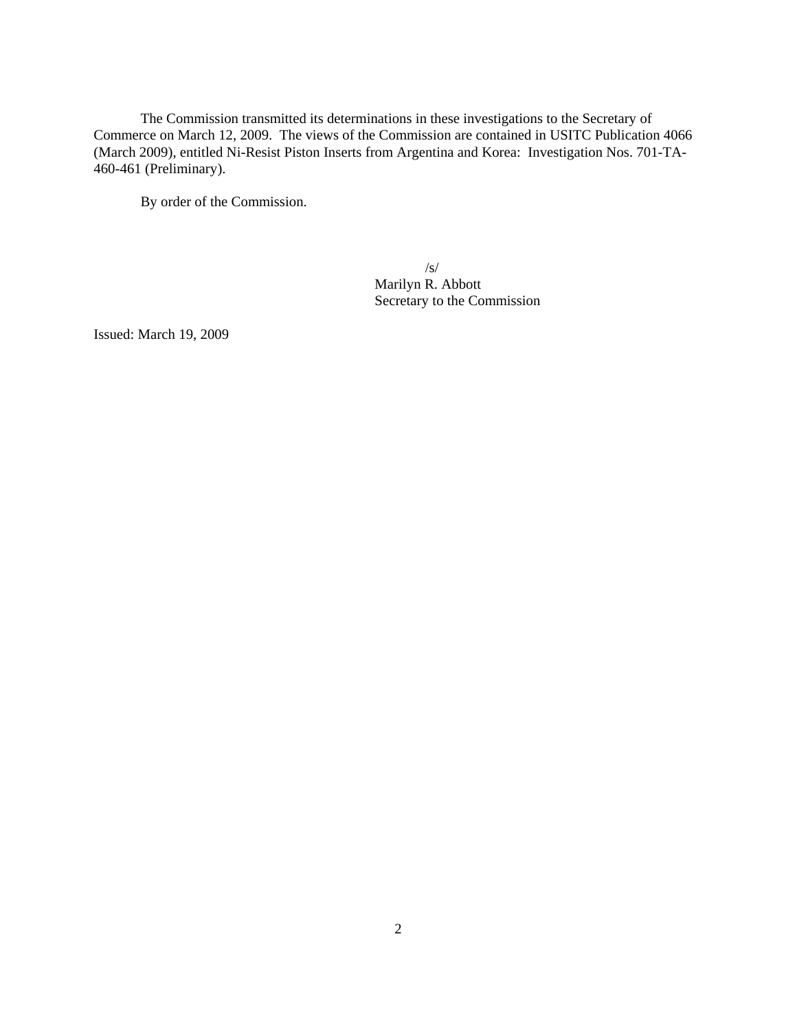The Commission transmitted its determinations in these investigations to the Secretary of Commerce on March 12, 2009. The views of the Commission are contained in USITC Publication 4066 (March 2009), entitled Ni-Resist Piston Inserts from Argentina and Korea: Investigation Nos. 701-TA-460-461 (Preliminary).

By order of the Commission.

/s/
Marilyn R. Abbott
Secretary to the Commission

Issued: March 19, 2009